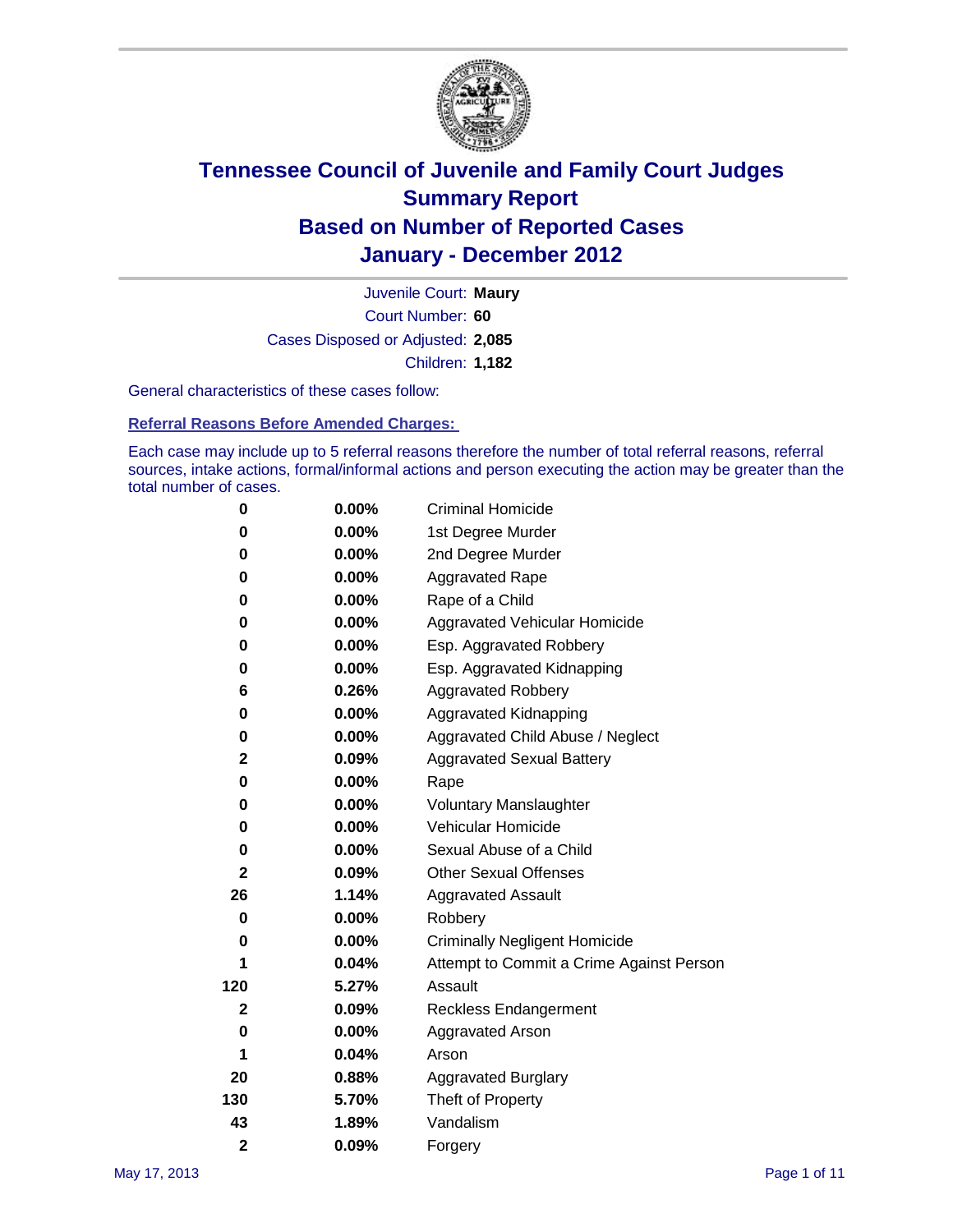# Tennessee Council of Juvenile and Family Court Judges
## Summary Report
## Based on Number of Reported Cases
## January - December 2012

Juvenile Court: **Maury**
Court Number: **60**
Cases Disposed or Adjusted: **2,085**
Children: **1,182**

General characteristics of these cases follow:

### Referral Reasons Before Amended Charges:

Each case may include up to 5 referral reasons therefore the number of total referral reasons, referral sources, intake actions, formal/informal actions and person executing the action may be greater than the total number of cases.

| Count | Percent | Referral Reason |
|---|---|---|
| 0 | 0.00% | Criminal Homicide |
| 0 | 0.00% | 1st Degree Murder |
| 0 | 0.00% | 2nd Degree Murder |
| 0 | 0.00% | Aggravated Rape |
| 0 | 0.00% | Rape of a Child |
| 0 | 0.00% | Aggravated Vehicular Homicide |
| 0 | 0.00% | Esp. Aggravated Robbery |
| 0 | 0.00% | Esp. Aggravated Kidnapping |
| 6 | 0.26% | Aggravated Robbery |
| 0 | 0.00% | Aggravated Kidnapping |
| 0 | 0.00% | Aggravated Child Abuse / Neglect |
| 2 | 0.09% | Aggravated Sexual Battery |
| 0 | 0.00% | Rape |
| 0 | 0.00% | Voluntary Manslaughter |
| 0 | 0.00% | Vehicular Homicide |
| 0 | 0.00% | Sexual Abuse of a Child |
| 2 | 0.09% | Other Sexual Offenses |
| 26 | 1.14% | Aggravated Assault |
| 0 | 0.00% | Robbery |
| 0 | 0.00% | Criminally Negligent Homicide |
| 1 | 0.04% | Attempt to Commit a Crime Against Person |
| 120 | 5.27% | Assault |
| 2 | 0.09% | Reckless Endangerment |
| 0 | 0.00% | Aggravated Arson |
| 1 | 0.04% | Arson |
| 20 | 0.88% | Aggravated Burglary |
| 130 | 5.70% | Theft of Property |
| 43 | 1.89% | Vandalism |
| 2 | 0.09% | Forgery |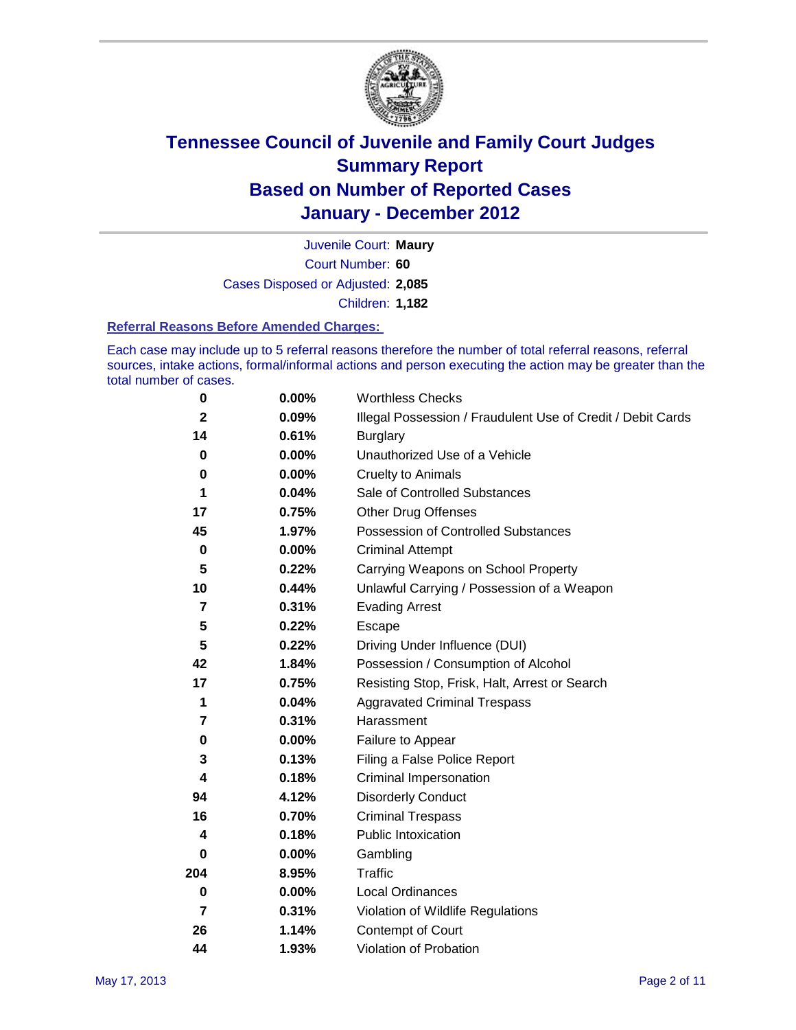# Tennessee Council of Juvenile and Family Court Judges
# Summary Report
# Based on Number of Reported Cases
# January - December 2012

Juvenile Court: **Maury**
Court Number: **60**
Cases Disposed or Adjusted: **2,085**
Children: **1,182**

### Referral Reasons Before Amended Charges:

Each case may include up to 5 referral reasons therefore the number of total referral reasons, referral sources, intake actions, formal/informal actions and person executing the action may be greater than the total number of cases.

| | | |
|---|---|---|
| 0 | 0.00% | Worthless Checks |
| 2 | 0.09% | Illegal Possession / Fraudulent Use of Credit / Debit Cards |
| 14 | 0.61% | Burglary |
| 0 | 0.00% | Unauthorized Use of a Vehicle |
| 0 | 0.00% | Cruelty to Animals |
| 1 | 0.04% | Sale of Controlled Substances |
| 17 | 0.75% | Other Drug Offenses |
| 45 | 1.97% | Possession of Controlled Substances |
| 0 | 0.00% | Criminal Attempt |
| 5 | 0.22% | Carrying Weapons on School Property |
| 10 | 0.44% | Unlawful Carrying / Possession of a Weapon |
| 7 | 0.31% | Evading Arrest |
| 5 | 0.22% | Escape |
| 5 | 0.22% | Driving Under Influence (DUI) |
| 42 | 1.84% | Possession / Consumption of Alcohol |
| 17 | 0.75% | Resisting Stop, Frisk, Halt, Arrest or Search |
| 1 | 0.04% | Aggravated Criminal Trespass |
| 7 | 0.31% | Harassment |
| 0 | 0.00% | Failure to Appear |
| 3 | 0.13% | Filing a False Police Report |
| 4 | 0.18% | Criminal Impersonation |
| 94 | 4.12% | Disorderly Conduct |
| 16 | 0.70% | Criminal Trespass |
| 4 | 0.18% | Public Intoxication |
| 0 | 0.00% | Gambling |
| 204 | 8.95% | Traffic |
| 0 | 0.00% | Local Ordinances |
| 7 | 0.31% | Violation of Wildlife Regulations |
| 26 | 1.14% | Contempt of Court |
| 44 | 1.93% | Violation of Probation |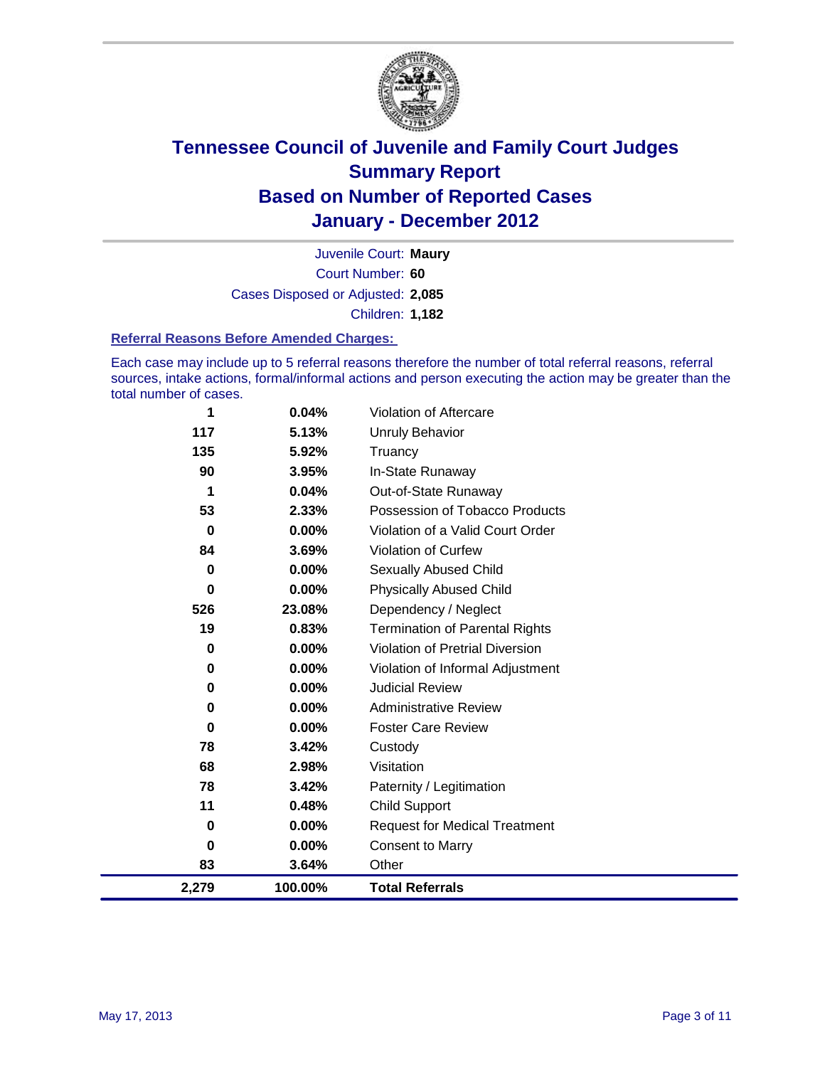# Tennessee Council of Juvenile and Family Court Judges
## Summary Report
## Based on Number of Reported Cases
## January - December 2012

Juvenile Court: **Maury**
Court Number: **60**
Cases Disposed or Adjusted: **2,085**
Children: **1,182**

### Referral Reasons Before Amended Charges:

Each case may include up to 5 referral reasons therefore the number of total referral reasons, referral sources, intake actions, formal/informal actions and person executing the action may be greater than the total number of cases.

| Count | Percent | Referral Reason |
|---|---|---|
| 1 | 0.04% | Violation of Aftercare |
| 117 | 5.13% | Unruly Behavior |
| 135 | 5.92% | Truancy |
| 90 | 3.95% | In-State Runaway |
| 1 | 0.04% | Out-of-State Runaway |
| 53 | 2.33% | Possession of Tobacco Products |
| 0 | 0.00% | Violation of a Valid Court Order |
| 84 | 3.69% | Violation of Curfew |
| 0 | 0.00% | Sexually Abused Child |
| 0 | 0.00% | Physically Abused Child |
| 526 | 23.08% | Dependency / Neglect |
| 19 | 0.83% | Termination of Parental Rights |
| 0 | 0.00% | Violation of Pretrial Diversion |
| 0 | 0.00% | Violation of Informal Adjustment |
| 0 | 0.00% | Judicial Review |
| 0 | 0.00% | Administrative Review |
| 0 | 0.00% | Foster Care Review |
| 78 | 3.42% | Custody |
| 68 | 2.98% | Visitation |
| 78 | 3.42% | Paternity / Legitimation |
| 11 | 0.48% | Child Support |
| 0 | 0.00% | Request for Medical Treatment |
| 0 | 0.00% | Consent to Marry |
| 83 | 3.64% | Other |
| **2,279** | **100.00%** | **Total Referrals** |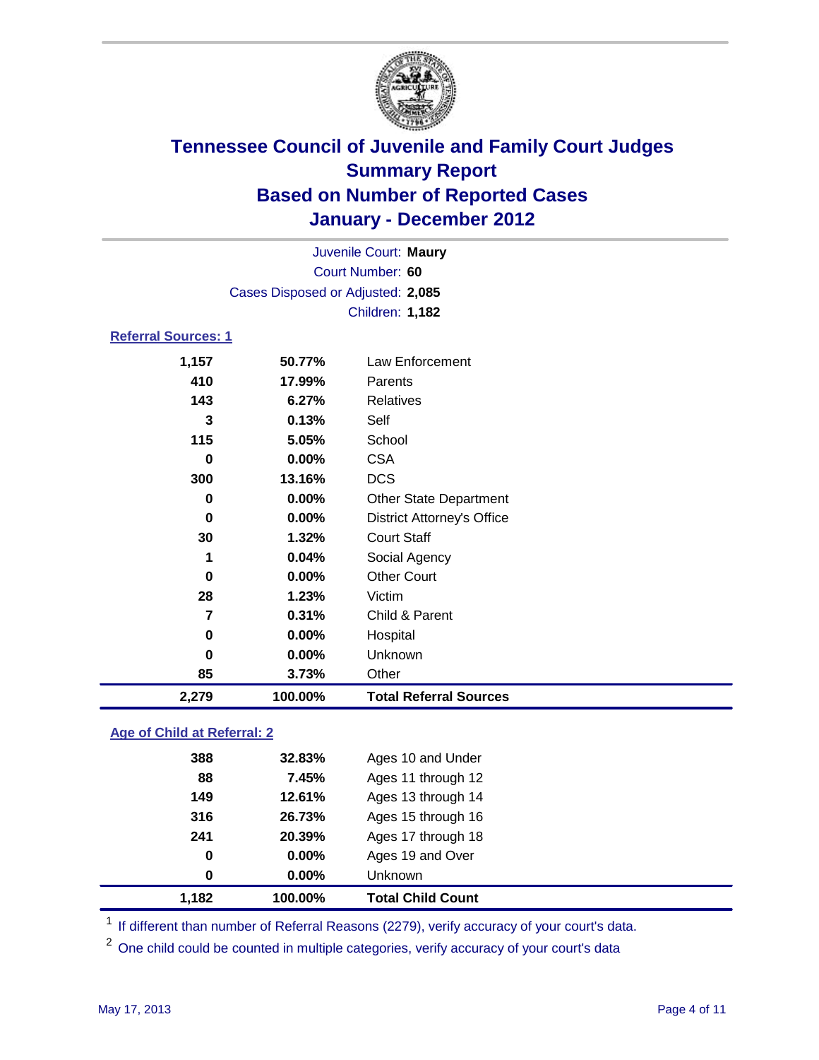# Tennessee Council of Juvenile and Family Court Judges
## Summary Report
## Based on Number of Reported Cases
## January - December 2012

Juvenile Court: **Maury**
Court Number: **60**
Cases Disposed or Adjusted: **2,085**
Children: **1,182**

### Referral Sources: 1

| Count | Percent | Source |
|---|---|---|
| 1,157 | 50.77% | Law Enforcement |
| 410 | 17.99% | Parents |
| 143 | 6.27% | Relatives |
| 3 | 0.13% | Self |
| 115 | 5.05% | School |
| 0 | 0.00% | CSA |
| 300 | 13.16% | DCS |
| 0 | 0.00% | Other State Department |
| 0 | 0.00% | District Attorney's Office |
| 30 | 1.32% | Court Staff |
| 1 | 0.04% | Social Agency |
| 0 | 0.00% | Other Court |
| 28 | 1.23% | Victim |
| 7 | 0.31% | Child & Parent |
| 0 | 0.00% | Hospital |
| 0 | 0.00% | Unknown |
| 85 | 3.73% | Other |
| **2,279** | **100.00%** | **Total Referral Sources** |

### Age of Child at Referral: 2

| Count | Percent | Age |
|---|---|---|
| 388 | 32.83% | Ages 10 and Under |
| 88 | 7.45% | Ages 11 through 12 |
| 149 | 12.61% | Ages 13 through 14 |
| 316 | 26.73% | Ages 15 through 16 |
| 241 | 20.39% | Ages 17 through 18 |
| 0 | 0.00% | Ages 19 and Over |
| 0 | 0.00% | Unknown |
| **1,182** | **100.00%** | **Total Child Count** |

[1] If different than number of Referral Reasons (2279), verify accuracy of your court's data.

[2] One child could be counted in multiple categories, verify accuracy of your court's data

May 17, 2013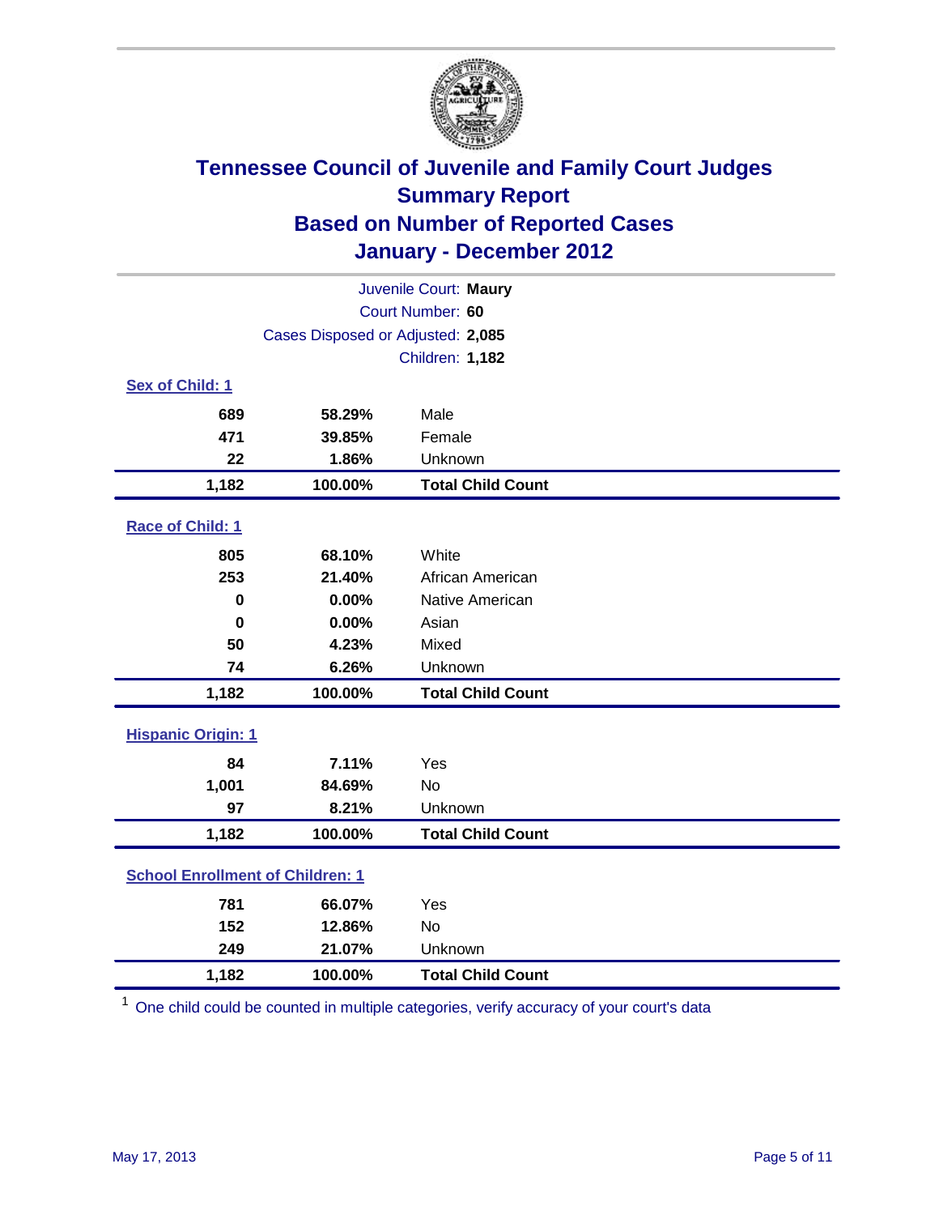# Tennessee Council of Juvenile and Family Court Judges
## Summary Report
## Based on Number of Reported Cases
## January - December 2012

Juvenile Court: **Maury**
Court Number: **60**
Cases Disposed or Adjusted: **2,085**
Children: **1,182**

### Sex of Child: 1

| Count | Percent | Category |
|---|---|---|
| 689 | 58.29% | Male |
| 471 | 39.85% | Female |
| 22 | 1.86% | Unknown |
| **1,182** | **100.00%** | **Total Child Count** |

### Race of Child: 1

| Count | Percent | Category |
|---|---|---|
| 805 | 68.10% | White |
| 253 | 21.40% | African American |
| 0 | 0.00% | Native American |
| 0 | 0.00% | Asian |
| 50 | 4.23% | Mixed |
| 74 | 6.26% | Unknown |
| **1,182** | **100.00%** | **Total Child Count** |

### Hispanic Origin: 1

| Count | Percent | Category |
|---|---|---|
| 84 | 7.11% | Yes |
| 1,001 | 84.69% | No |
| 97 | 8.21% | Unknown |
| **1,182** | **100.00%** | **Total Child Count** |

### School Enrollment of Children: 1

| Count | Percent | Category |
|---|---|---|
| 781 | 66.07% | Yes |
| 152 | 12.86% | No |
| 249 | 21.07% | Unknown |
| **1,182** | **100.00%** | **Total Child Count** |

[1] One child could be counted in multiple categories, verify accuracy of your court's data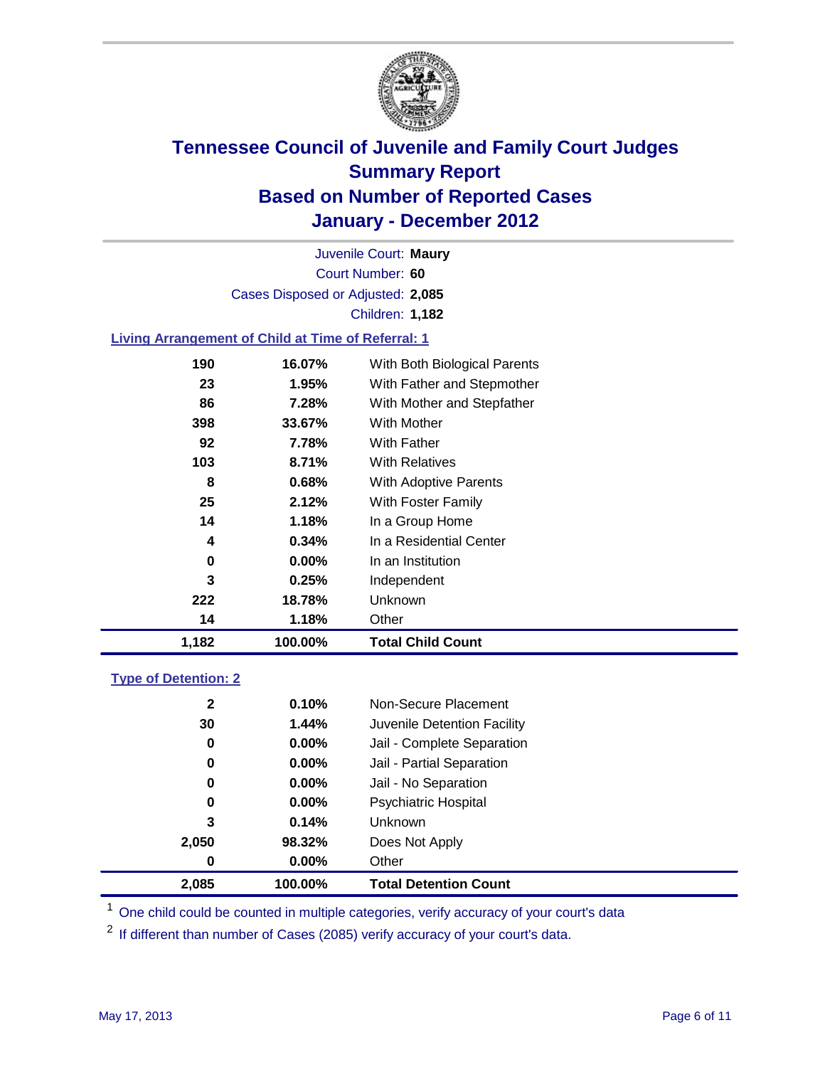# Tennessee Council of Juvenile and Family Court Judges
## Summary Report
## Based on Number of Reported Cases
## January - December 2012

Juvenile Court: **Maury**
Court Number: **60**
Cases Disposed or Adjusted: **2,085**
Children: **1,182**

### Living Arrangement of Child at Time of Referral: 1

| Count | Percent | Category |
|---|---|---|
| 190 | 16.07% | With Both Biological Parents |
| 23 | 1.95% | With Father and Stepmother |
| 86 | 7.28% | With Mother and Stepfather |
| 398 | 33.67% | With Mother |
| 92 | 7.78% | With Father |
| 103 | 8.71% | With Relatives |
| 8 | 0.68% | With Adoptive Parents |
| 25 | 2.12% | With Foster Family |
| 14 | 1.18% | In a Group Home |
| 4 | 0.34% | In a Residential Center |
| 0 | 0.00% | In an Institution |
| 3 | 0.25% | Independent |
| 222 | 18.78% | Unknown |
| 14 | 1.18% | Other |
| **1,182** | **100.00%** | **Total Child Count** |

### Type of Detention: 2

| Count | Percent | Category |
|---|---|---|
| 2 | 0.10% | Non-Secure Placement |
| 30 | 1.44% | Juvenile Detention Facility |
| 0 | 0.00% | Jail - Complete Separation |
| 0 | 0.00% | Jail - Partial Separation |
| 0 | 0.00% | Jail - No Separation |
| 0 | 0.00% | Psychiatric Hospital |
| 3 | 0.14% | Unknown |
| 2,050 | 98.32% | Does Not Apply |
| 0 | 0.00% | Other |
| **2,085** | **100.00%** | **Total Detention Count** |

[1] One child could be counted in multiple categories, verify accuracy of your court's data

[2] If different than number of Cases (2085) verify accuracy of your court's data.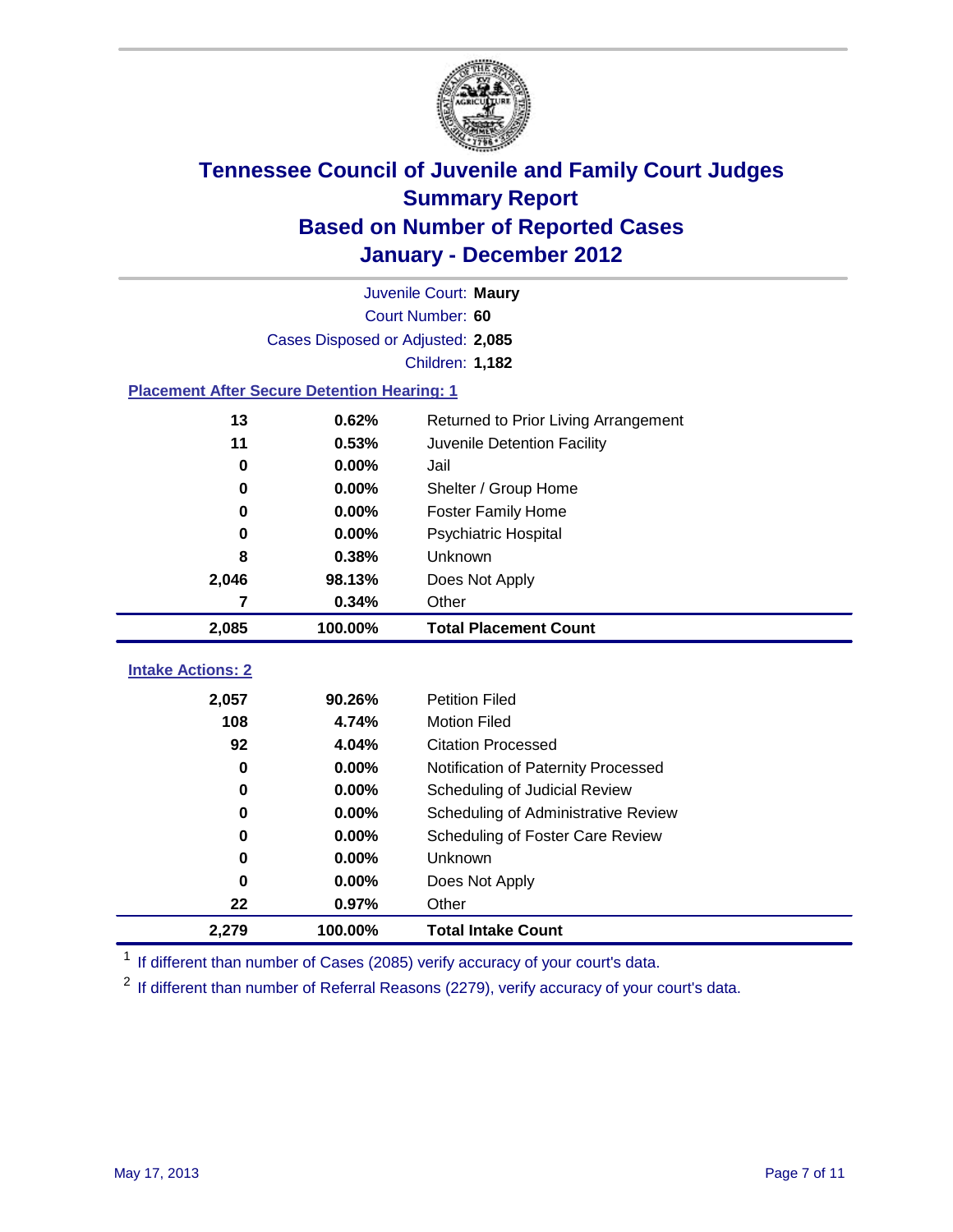# Tennessee Council of Juvenile and Family Court Judges
## Summary Report
## Based on Number of Reported Cases
## January - December 2012

Juvenile Court: **Maury**
Court Number: **60**
Cases Disposed or Adjusted: **2,085**
Children: **1,182**

### Placement After Secure Detention Hearing: 1

| Count | Percent | Placement |
|---|---|---|
| 13 | 0.62% | Returned to Prior Living Arrangement |
| 11 | 0.53% | Juvenile Detention Facility |
| 0 | 0.00% | Jail |
| 0 | 0.00% | Shelter / Group Home |
| 0 | 0.00% | Foster Family Home |
| 0 | 0.00% | Psychiatric Hospital |
| 8 | 0.38% | Unknown |
| 2,046 | 98.13% | Does Not Apply |
| 7 | 0.34% | Other |
| **2,085** | **100.00%** | **Total Placement Count** |

### Intake Actions: 2

| Count | Percent | Intake Action |
|---|---|---|
| 2,057 | 90.26% | Petition Filed |
| 108 | 4.74% | Motion Filed |
| 92 | 4.04% | Citation Processed |
| 0 | 0.00% | Notification of Paternity Processed |
| 0 | 0.00% | Scheduling of Judicial Review |
| 0 | 0.00% | Scheduling of Administrative Review |
| 0 | 0.00% | Scheduling of Foster Care Review |
| 0 | 0.00% | Unknown |
| 0 | 0.00% | Does Not Apply |
| 22 | 0.97% | Other |
| **2,279** | **100.00%** | **Total Intake Count** |

[1] If different than number of Cases (2085) verify accuracy of your court's data.

[2] If different than number of Referral Reasons (2279), verify accuracy of your court's data.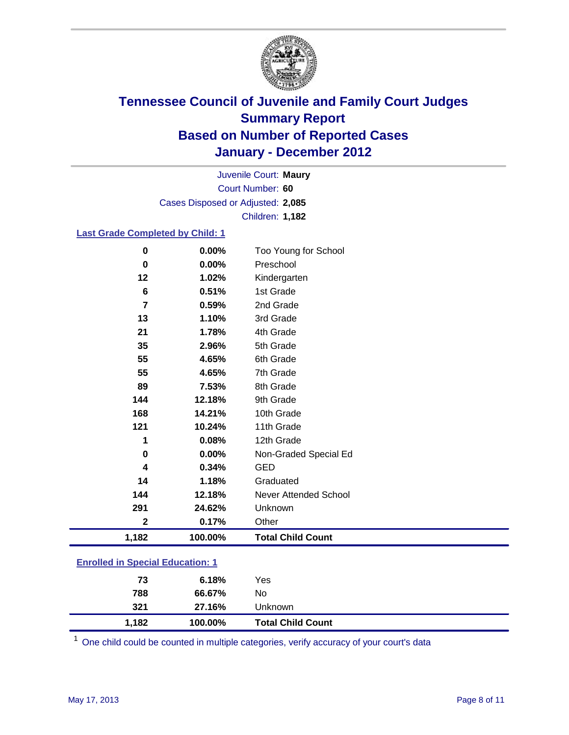# Tennessee Council of Juvenile and Family Court Judges
## Summary Report
## Based on Number of Reported Cases
## January - December 2012

Juvenile Court: **Maury**
Court Number: **60**
Cases Disposed or Adjusted: **2,085**
Children: **1,182**

### Last Grade Completed by Child: 1

| Count | Percent | Category |
|---|---|---|
| 0 | 0.00% | Too Young for School |
| 0 | 0.00% | Preschool |
| 12 | 1.02% | Kindergarten |
| 6 | 0.51% | 1st Grade |
| 7 | 0.59% | 2nd Grade |
| 13 | 1.10% | 3rd Grade |
| 21 | 1.78% | 4th Grade |
| 35 | 2.96% | 5th Grade |
| 55 | 4.65% | 6th Grade |
| 55 | 4.65% | 7th Grade |
| 89 | 7.53% | 8th Grade |
| 144 | 12.18% | 9th Grade |
| 168 | 14.21% | 10th Grade |
| 121 | 10.24% | 11th Grade |
| 1 | 0.08% | 12th Grade |
| 0 | 0.00% | Non-Graded Special Ed |
| 4 | 0.34% | GED |
| 14 | 1.18% | Graduated |
| 144 | 12.18% | Never Attended School |
| 291 | 24.62% | Unknown |
| 2 | 0.17% | Other |
| **1,182** | **100.00%** | **Total Child Count** |

### Enrolled in Special Education: 1

| Count | Percent | Category |
|---|---|---|
| 73 | 6.18% | Yes |
| 788 | 66.67% | No |
| 321 | 27.16% | Unknown |
| **1,182** | **100.00%** | **Total Child Count** |

[1] One child could be counted in multiple categories, verify accuracy of your court's data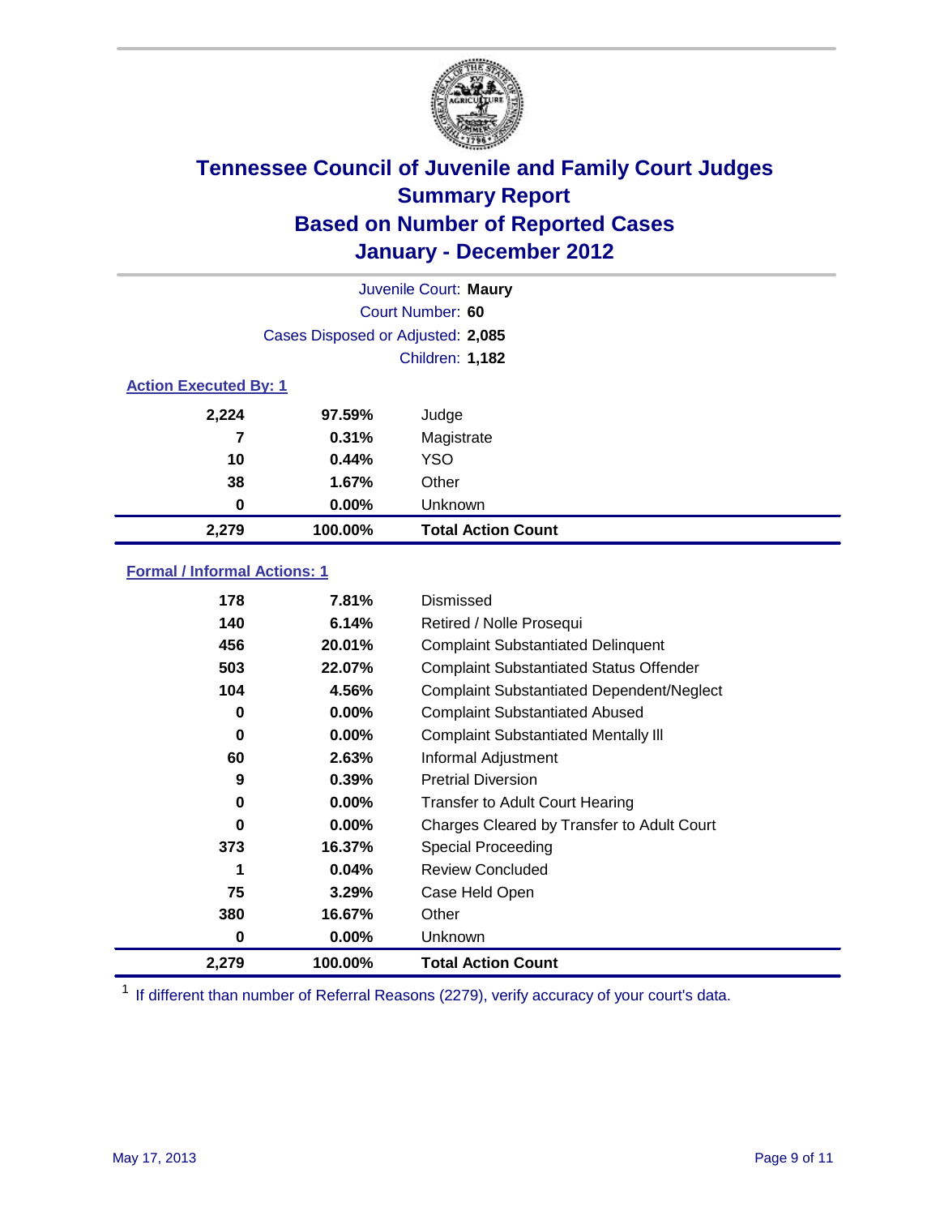# Tennessee Council of Juvenile and Family Court Judges
## Summary Report
## Based on Number of Reported Cases
## January - December 2012

Juvenile Court: **Maury**

Court Number: **60**

Cases Disposed or Adjusted: **2,085**

Children: **1,182**

### Action Executed By: 1

| | | |
|---|---|---|
| 2,224 | 97.59% | Judge |
| 7 | 0.31% | Magistrate |
| 10 | 0.44% | YSO |
| 38 | 1.67% | Other |
| 0 | 0.00% | Unknown |
| **2,279** | **100.00%** | **Total Action Count** |

### Formal / Informal Actions: 1

| | | |
|---|---|---|
| 178 | 7.81% | Dismissed |
| 140 | 6.14% | Retired / Nolle Prosequi |
| 456 | 20.01% | Complaint Substantiated Delinquent |
| 503 | 22.07% | Complaint Substantiated Status Offender |
| 104 | 4.56% | Complaint Substantiated Dependent/Neglect |
| 0 | 0.00% | Complaint Substantiated Abused |
| 0 | 0.00% | Complaint Substantiated Mentally Ill |
| 60 | 2.63% | Informal Adjustment |
| 9 | 0.39% | Pretrial Diversion |
| 0 | 0.00% | Transfer to Adult Court Hearing |
| 0 | 0.00% | Charges Cleared by Transfer to Adult Court |
| 373 | 16.37% | Special Proceeding |
| 1 | 0.04% | Review Concluded |
| 75 | 3.29% | Case Held Open |
| 380 | 16.67% | Other |
| 0 | 0.00% | Unknown |
| **2,279** | **100.00%** | **Total Action Count** |

[1] If different than number of Referral Reasons (2279), verify accuracy of your court's data.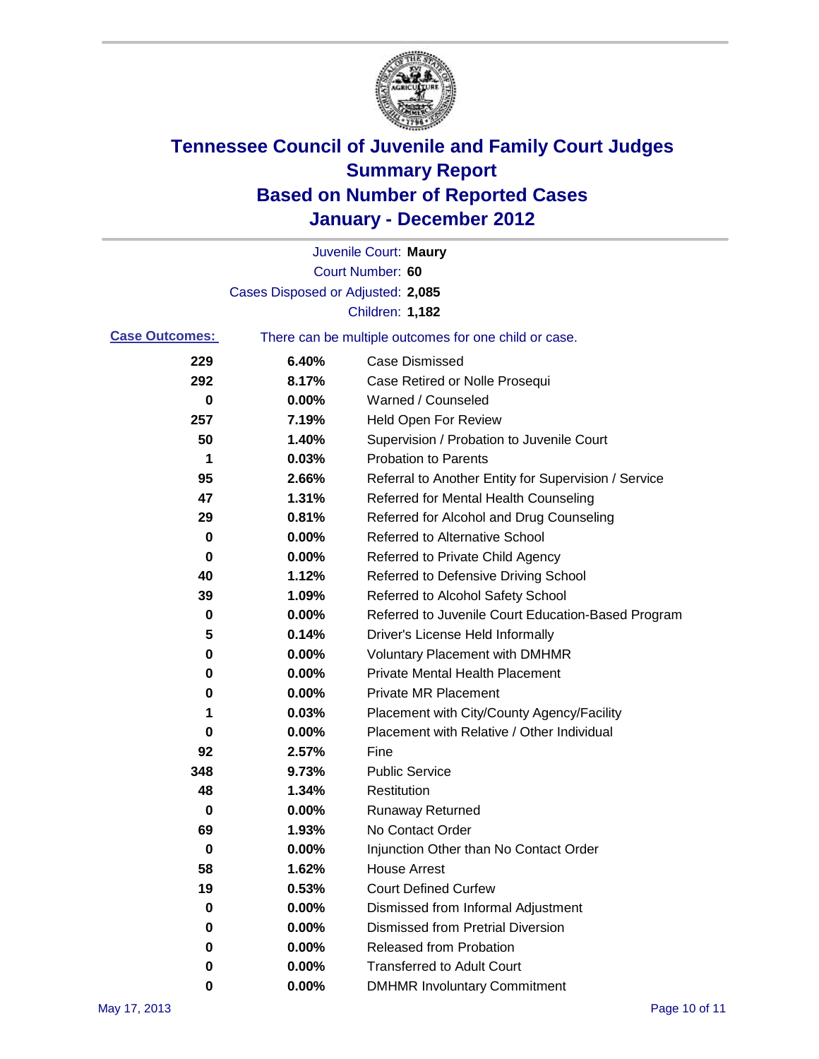# Tennessee Council of Juvenile and Family Court Judges
## Summary Report
## Based on Number of Reported Cases
## January - December 2012

Juvenile Court: **Maury**
Court Number: **60**
Cases Disposed or Adjusted: **2,085**
Children: **1,182**

**Case Outcomes:** There can be multiple outcomes for one child or case.

| Count | Percent | Outcome |
|---|---|---|
| 229 | 6.40% | Case Dismissed |
| 292 | 8.17% | Case Retired or Nolle Prosequi |
| 0 | 0.00% | Warned / Counseled |
| 257 | 7.19% | Held Open For Review |
| 50 | 1.40% | Supervision / Probation to Juvenile Court |
| 1 | 0.03% | Probation to Parents |
| 95 | 2.66% | Referral to Another Entity for Supervision / Service |
| 47 | 1.31% | Referred for Mental Health Counseling |
| 29 | 0.81% | Referred for Alcohol and Drug Counseling |
| 0 | 0.00% | Referred to Alternative School |
| 0 | 0.00% | Referred to Private Child Agency |
| 40 | 1.12% | Referred to Defensive Driving School |
| 39 | 1.09% | Referred to Alcohol Safety School |
| 0 | 0.00% | Referred to Juvenile Court Education-Based Program |
| 5 | 0.14% | Driver's License Held Informally |
| 0 | 0.00% | Voluntary Placement with DMHMR |
| 0 | 0.00% | Private Mental Health Placement |
| 0 | 0.00% | Private MR Placement |
| 1 | 0.03% | Placement with City/County Agency/Facility |
| 0 | 0.00% | Placement with Relative / Other Individual |
| 92 | 2.57% | Fine |
| 348 | 9.73% | Public Service |
| 48 | 1.34% | Restitution |
| 0 | 0.00% | Runaway Returned |
| 69 | 1.93% | No Contact Order |
| 0 | 0.00% | Injunction Other than No Contact Order |
| 58 | 1.62% | House Arrest |
| 19 | 0.53% | Court Defined Curfew |
| 0 | 0.00% | Dismissed from Informal Adjustment |
| 0 | 0.00% | Dismissed from Pretrial Diversion |
| 0 | 0.00% | Released from Probation |
| 0 | 0.00% | Transferred to Adult Court |
| 0 | 0.00% | DMHMR Involuntary Commitment |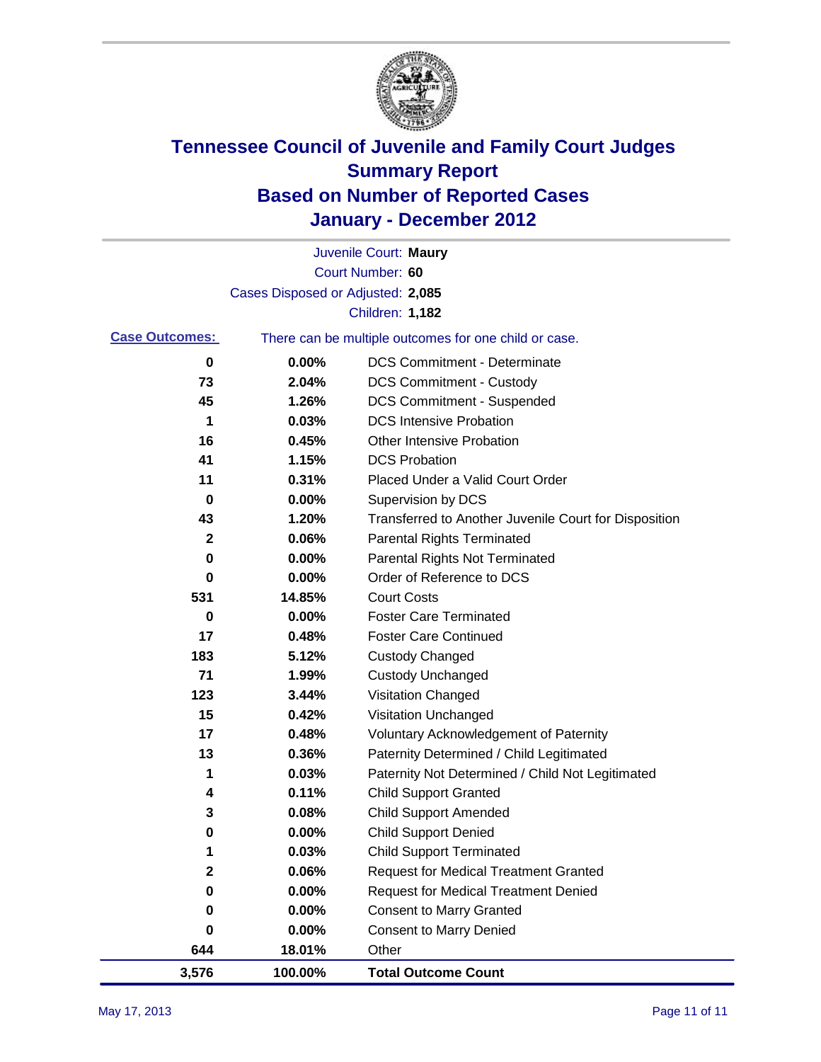# Tennessee Council of Juvenile and Family Court Judges
# Summary Report
# Based on Number of Reported Cases
# January - December 2012

Juvenile Court: **Maury**
Court Number: **60**
Cases Disposed or Adjusted: **2,085**
Children: **1,182**

**Case Outcomes:** There can be multiple outcomes for one child or case.

| | | |
|---|---|---|
| 0 | 0.00% | DCS Commitment - Determinate |
| 73 | 2.04% | DCS Commitment - Custody |
| 45 | 1.26% | DCS Commitment - Suspended |
| 1 | 0.03% | DCS Intensive Probation |
| 16 | 0.45% | Other Intensive Probation |
| 41 | 1.15% | DCS Probation |
| 11 | 0.31% | Placed Under a Valid Court Order |
| 0 | 0.00% | Supervision by DCS |
| 43 | 1.20% | Transferred to Another Juvenile Court for Disposition |
| 2 | 0.06% | Parental Rights Terminated |
| 0 | 0.00% | Parental Rights Not Terminated |
| 0 | 0.00% | Order of Reference to DCS |
| 531 | 14.85% | Court Costs |
| 0 | 0.00% | Foster Care Terminated |
| 17 | 0.48% | Foster Care Continued |
| 183 | 5.12% | Custody Changed |
| 71 | 1.99% | Custody Unchanged |
| 123 | 3.44% | Visitation Changed |
| 15 | 0.42% | Visitation Unchanged |
| 17 | 0.48% | Voluntary Acknowledgement of Paternity |
| 13 | 0.36% | Paternity Determined / Child Legitimated |
| 1 | 0.03% | Paternity Not Determined / Child Not Legitimated |
| 4 | 0.11% | Child Support Granted |
| 3 | 0.08% | Child Support Amended |
| 0 | 0.00% | Child Support Denied |
| 1 | 0.03% | Child Support Terminated |
| 2 | 0.06% | Request for Medical Treatment Granted |
| 0 | 0.00% | Request for Medical Treatment Denied |
| 0 | 0.00% | Consent to Marry Granted |
| 0 | 0.00% | Consent to Marry Denied |
| 644 | 18.01% | Other |
| **3,576** | **100.00%** | **Total Outcome Count** |